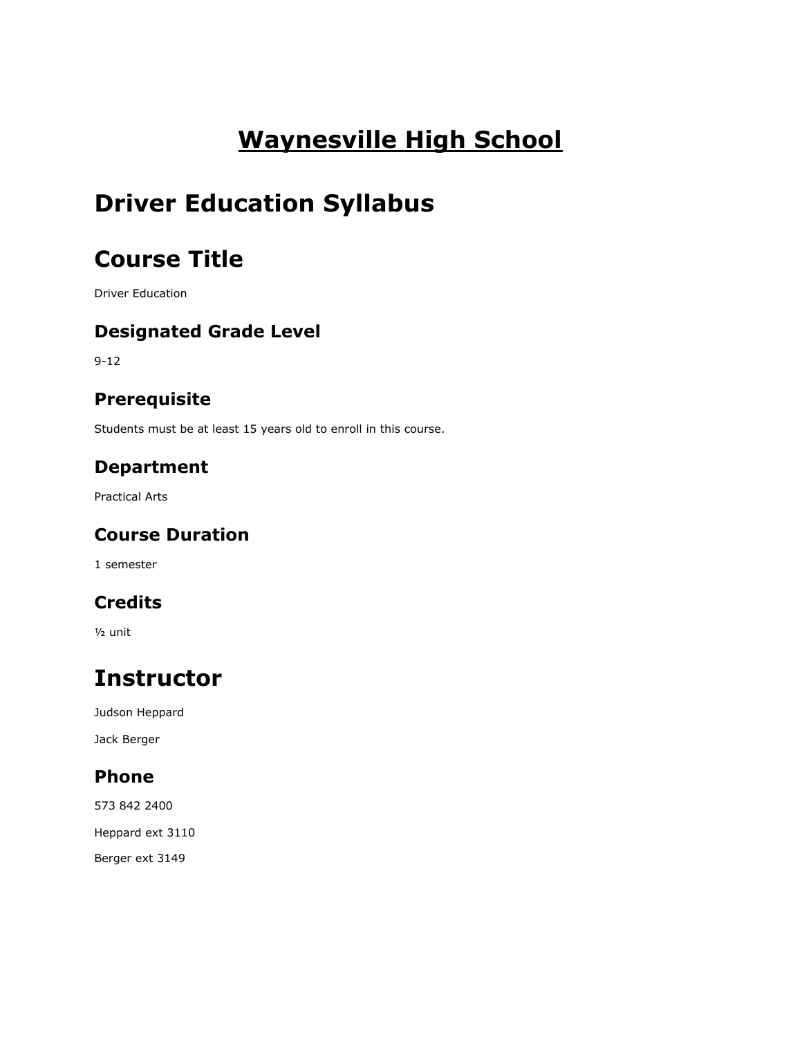# Waynesville High School

# Driver Education Syllabus

# Course Title

Driver Education

## Designated Grade Level

9-12

## Prerequisite

Students must be at least 15 years old to enroll in this course.

## Department

Practical Arts

## Course Duration

1 semester

## Credits

½ unit

# Instructor

Judson Heppard

Jack Berger

## Phone

573 842 2400

Heppard ext 3110

Berger ext 3149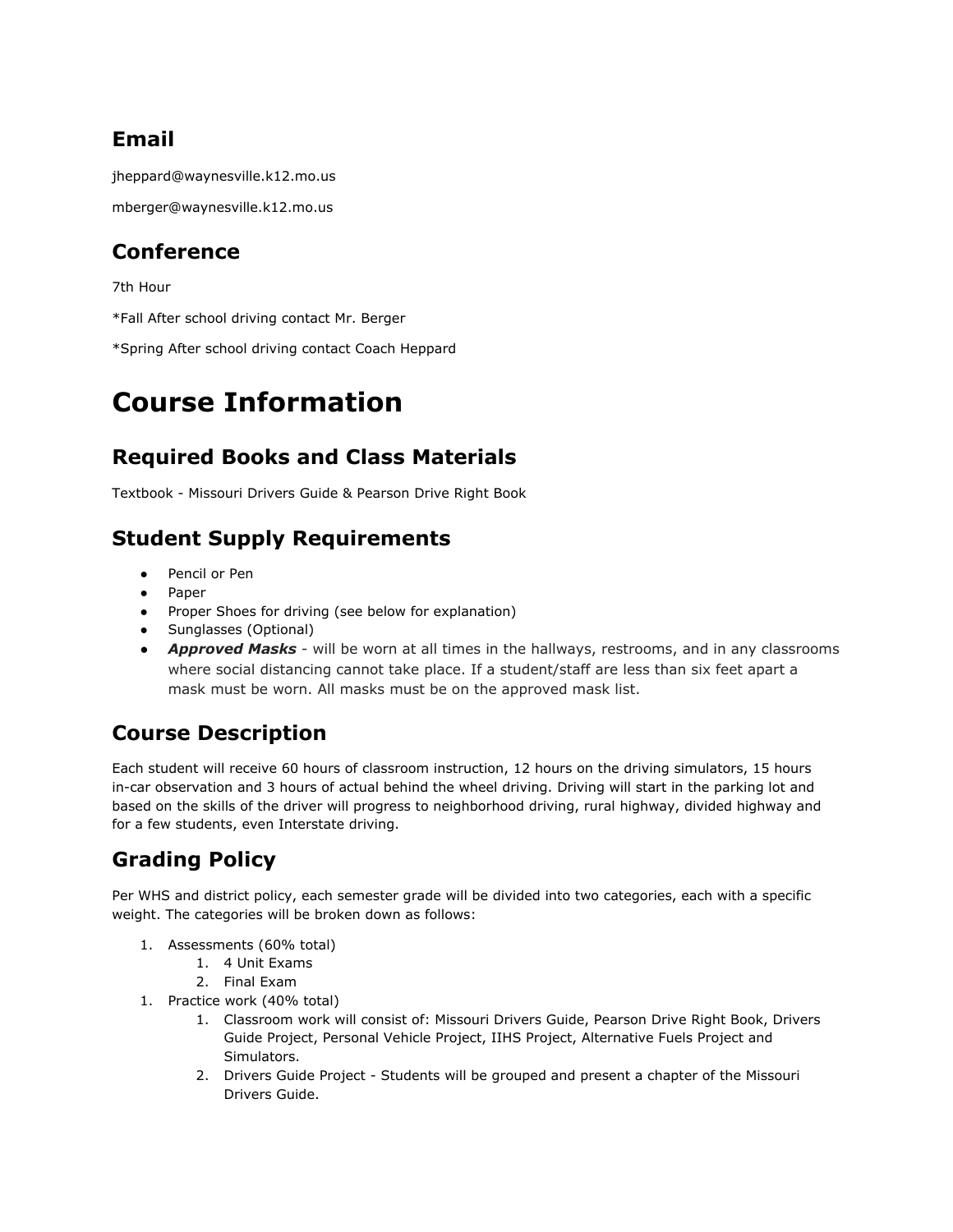## Email

jheppard@waynesville.k12.mo.us

mberger@waynesville.k12.mo.us

## Conference

7th Hour

*Fall After school driving contact Mr. Berger

*Spring After school driving contact Coach Heppard

# Course Information

## Required Books and Class Materials

Textbook - Missouri Drivers Guide & Pearson Drive Right Book

## Student Supply Requirements

- Pencil or Pen
- Paper
- Proper Shoes for driving (see below for explanation)
- Sunglasses (Optional)
- ***Approved Masks*** - will be worn at all times in the hallways, restrooms, and in any classrooms where social distancing cannot take place. If a student/staff are less than six feet apart a mask must be worn. All masks must be on the approved mask list.

## Course Description

Each student will receive 60 hours of classroom instruction, 12 hours on the driving simulators, 15 hours in-car observation and 3 hours of actual behind the wheel driving. Driving will start in the parking lot and based on the skills of the driver will progress to neighborhood driving, rural highway, divided highway and for a few students, even Interstate driving.

## Grading Policy

Per WHS and district policy, each semester grade will be divided into two categories, each with a specific weight. The categories will be broken down as follows:

1. Assessments (60% total)
   1. 4 Unit Exams
   2. Final Exam
1. Practice work (40% total)
   1. Classroom work will consist of: Missouri Drivers Guide, Pearson Drive Right Book, Drivers Guide Project, Personal Vehicle Project, IIHS Project, Alternative Fuels Project and Simulators.
   2. Drivers Guide Project - Students will be grouped and present a chapter of the Missouri Drivers Guide.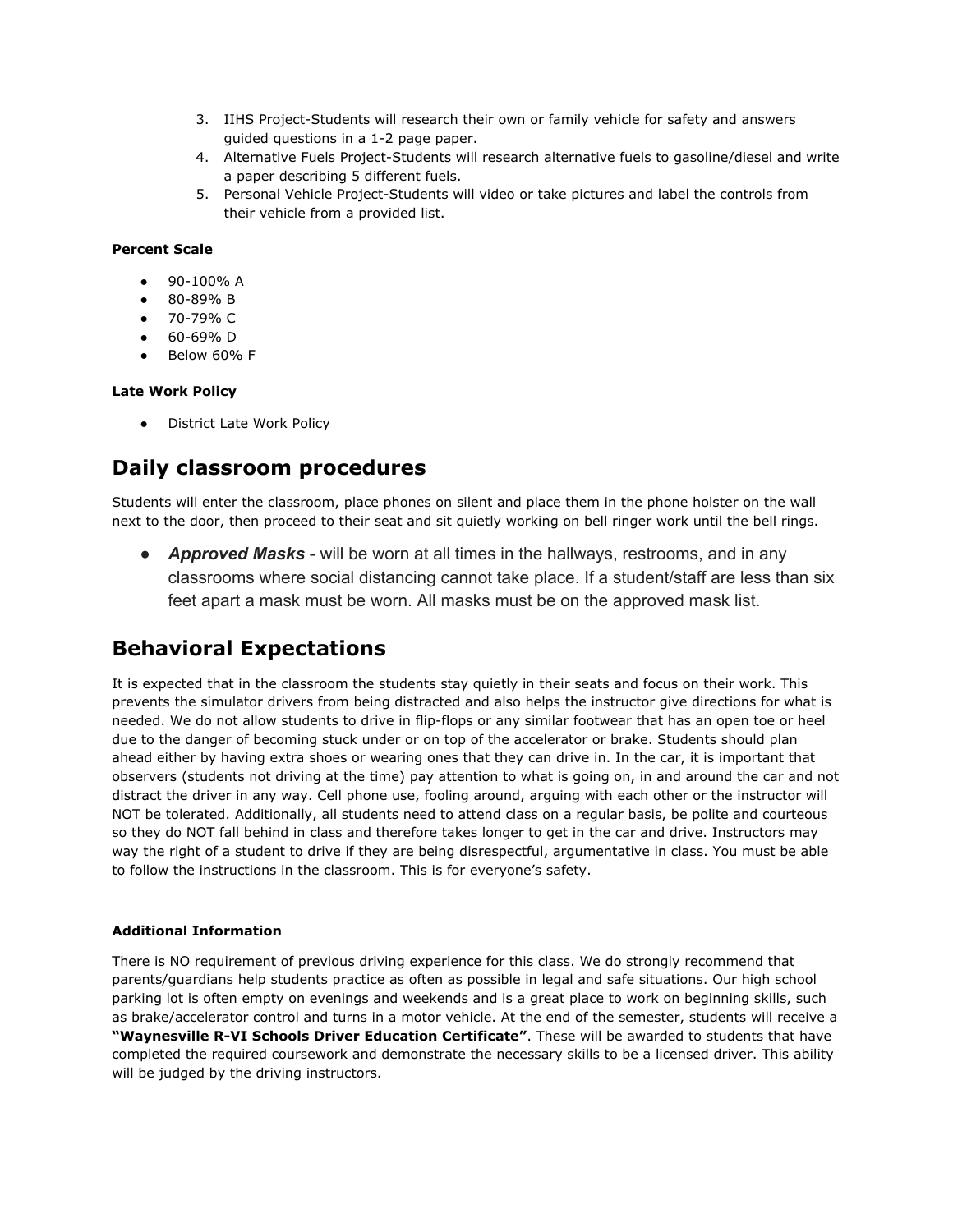3. IIHS Project-Students will research their own or family vehicle for safety and answers guided questions in a 1-2 page paper.
4. Alternative Fuels Project-Students will research alternative fuels to gasoline/diesel and write a paper describing 5 different fuels.
5. Personal Vehicle Project-Students will video or take pictures and label the controls from their vehicle from a provided list.

**Percent Scale**

- 90-100% A
- 80-89% B
- 70-79% C
- 60-69% D
- Below 60% F

**Late Work Policy**

- District Late Work Policy

## Daily classroom procedures

Students will enter the classroom, place phones on silent and place them in the phone holster on the wall next to the door, then proceed to their seat and sit quietly working on bell ringer work until the bell rings.

- ***Approved Masks*** - will be worn at all times in the hallways, restrooms, and in any classrooms where social distancing cannot take place. If a student/staff are less than six feet apart a mask must be worn. All masks must be on the approved mask list.

## Behavioral Expectations

It is expected that in the classroom the students stay quietly in their seats and focus on their work. This prevents the simulator drivers from being distracted and also helps the instructor give directions for what is needed. We do not allow students to drive in flip-flops or any similar footwear that has an open toe or heel due to the danger of becoming stuck under or on top of the accelerator or brake. Students should plan ahead either by having extra shoes or wearing ones that they can drive in. In the car, it is important that observers (students not driving at the time) pay attention to what is going on, in and around the car and not distract the driver in any way. Cell phone use, fooling around, arguing with each other or the instructor will NOT be tolerated. Additionally, all students need to attend class on a regular basis, be polite and courteous so they do NOT fall behind in class and therefore takes longer to get in the car and drive. Instructors may way the right of a student to drive if they are being disrespectful, argumentative in class. You must be able to follow the instructions in the classroom. This is for everyone's safety.

**Additional Information**

There is NO requirement of previous driving experience for this class. We do strongly recommend that parents/guardians help students practice as often as possible in legal and safe situations. Our high school parking lot is often empty on evenings and weekends and is a great place to work on beginning skills, such as brake/accelerator control and turns in a motor vehicle. At the end of the semester, students will receive a **"Waynesville R-VI Schools Driver Education Certificate"**. These will be awarded to students that have completed the required coursework and demonstrate the necessary skills to be a licensed driver. This ability will be judged by the driving instructors.